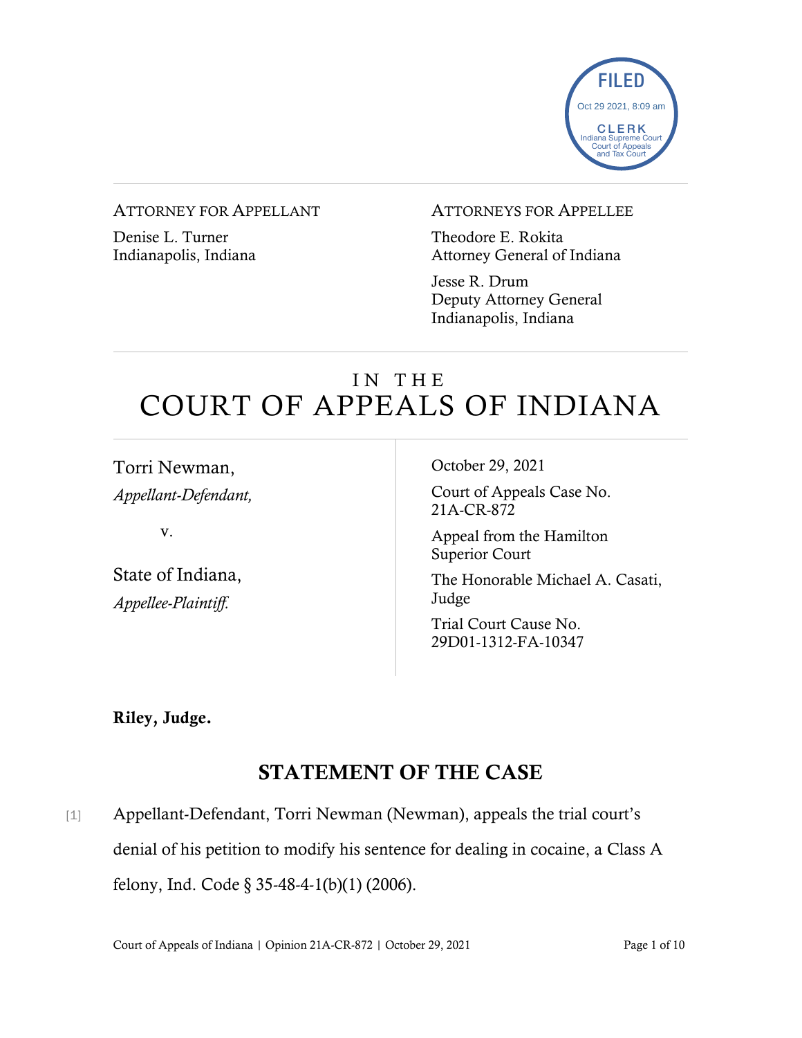FILED
Oct 29 2021, 8:09 am
CLERK
Indiana Supreme Court
Court of Appeals
and Tax Court

ATTORNEY FOR APPELLANT

Denise L. Turner
Indianapolis, Indiana

ATTORNEYS FOR APPELLEE

Theodore E. Rokita
Attorney General of Indiana

Jesse R. Drum
Deputy Attorney General
Indianapolis, Indiana

# IN THE COURT OF APPEALS OF INDIANA

Torri Newman,
*Appellant-Defendant,*

v.

State of Indiana,
*Appellee-Plaintiff.*

October 29, 2021

Court of Appeals Case No. 21A-CR-872

Appeal from the Hamilton Superior Court

The Honorable Michael A. Casati, Judge

Trial Court Cause No. 29D01-1312-FA-10347

**Riley, Judge.**

## STATEMENT OF THE CASE

[1] Appellant-Defendant, Torri Newman (Newman), appeals the trial court's denial of his petition to modify his sentence for dealing in cocaine, a Class A felony, Ind. Code § 35-48-4-1(b)(1) (2006).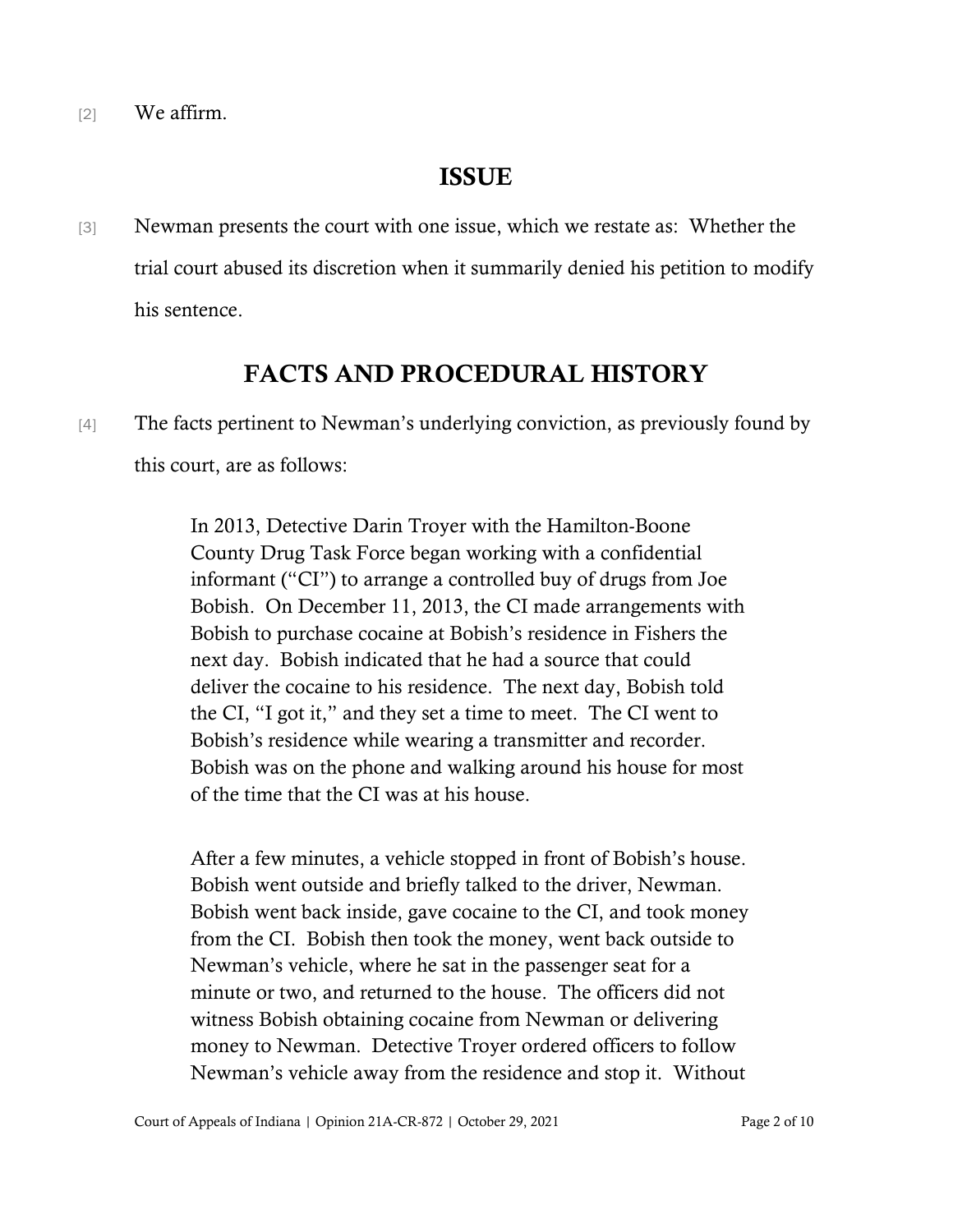[2] We affirm.

## ISSUE

[3] Newman presents the court with one issue, which we restate as: Whether the trial court abused its discretion when it summarily denied his petition to modify his sentence.

## FACTS AND PROCEDURAL HISTORY

[4] The facts pertinent to Newman's underlying conviction, as previously found by this court, are as follows:

> In 2013, Detective Darin Troyer with the Hamilton-Boone County Drug Task Force began working with a confidential informant ("CI") to arrange a controlled buy of drugs from Joe Bobish. On December 11, 2013, the CI made arrangements with Bobish to purchase cocaine at Bobish's residence in Fishers the next day. Bobish indicated that he had a source that could deliver the cocaine to his residence. The next day, Bobish told the CI, "I got it," and they set a time to meet. The CI went to Bobish's residence while wearing a transmitter and recorder. Bobish was on the phone and walking around his house for most of the time that the CI was at his house.
>
> After a few minutes, a vehicle stopped in front of Bobish's house. Bobish went outside and briefly talked to the driver, Newman. Bobish went back inside, gave cocaine to the CI, and took money from the CI. Bobish then took the money, went back outside to Newman's vehicle, where he sat in the passenger seat for a minute or two, and returned to the house. The officers did not witness Bobish obtaining cocaine from Newman or delivering money to Newman. Detective Troyer ordered officers to follow Newman's vehicle away from the residence and stop it. Without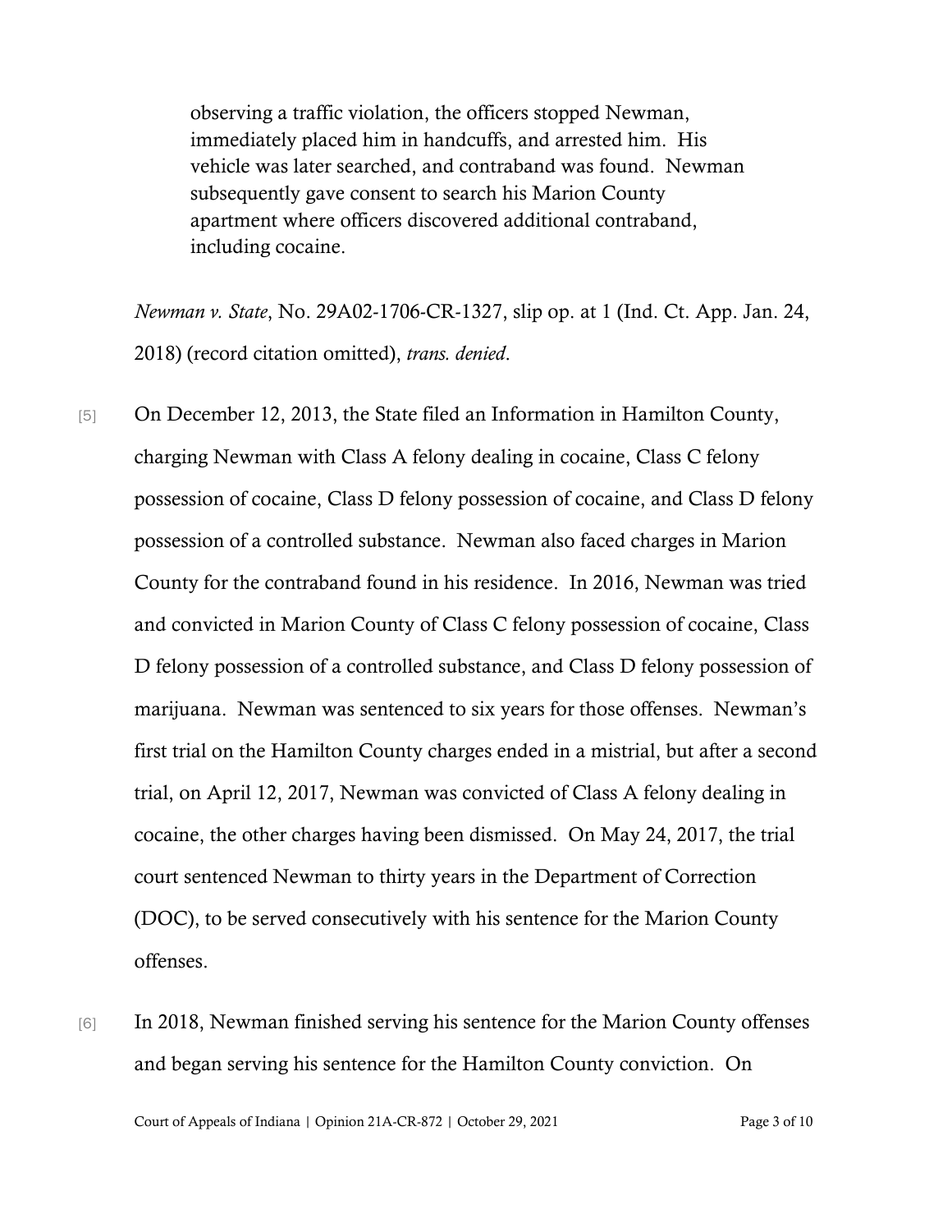> observing a traffic violation, the officers stopped Newman, immediately placed him in handcuffs, and arrested him. His vehicle was later searched, and contraband was found. Newman subsequently gave consent to search his Marion County apartment where officers discovered additional contraband, including cocaine.

*Newman v. State*, No. 29A02-1706-CR-1327, slip op. at 1 (Ind. Ct. App. Jan. 24, 2018) (record citation omitted), *trans. denied*.

[5] On December 12, 2013, the State filed an Information in Hamilton County, charging Newman with Class A felony dealing in cocaine, Class C felony possession of cocaine, Class D felony possession of cocaine, and Class D felony possession of a controlled substance. Newman also faced charges in Marion County for the contraband found in his residence. In 2016, Newman was tried and convicted in Marion County of Class C felony possession of cocaine, Class D felony possession of a controlled substance, and Class D felony possession of marijuana. Newman was sentenced to six years for those offenses. Newman's first trial on the Hamilton County charges ended in a mistrial, but after a second trial, on April 12, 2017, Newman was convicted of Class A felony dealing in cocaine, the other charges having been dismissed. On May 24, 2017, the trial court sentenced Newman to thirty years in the Department of Correction (DOC), to be served consecutively with his sentence for the Marion County offenses.

[6] In 2018, Newman finished serving his sentence for the Marion County offenses and began serving his sentence for the Hamilton County conviction. On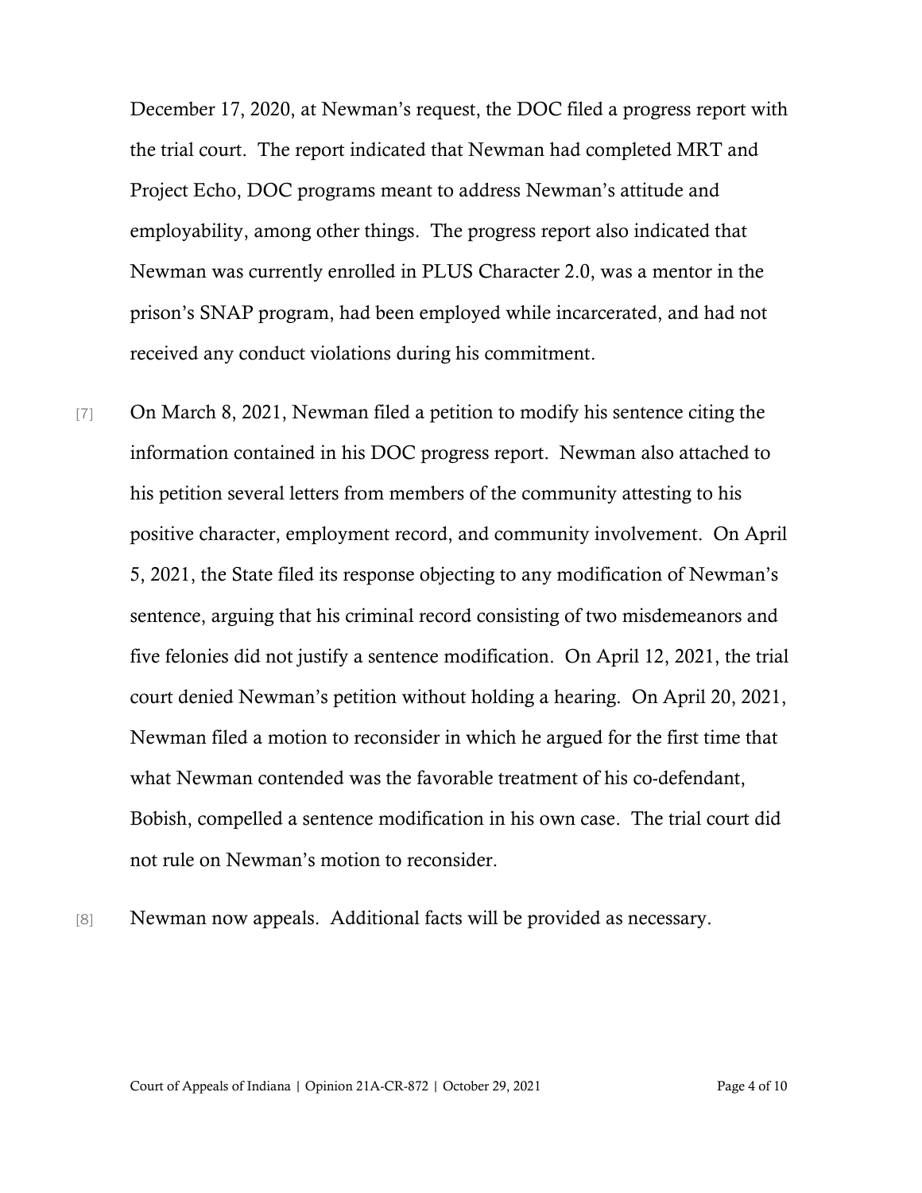December 17, 2020, at Newman's request, the DOC filed a progress report with the trial court. The report indicated that Newman had completed MRT and Project Echo, DOC programs meant to address Newman's attitude and employability, among other things. The progress report also indicated that Newman was currently enrolled in PLUS Character 2.0, was a mentor in the prison's SNAP program, had been employed while incarcerated, and had not received any conduct violations during his commitment.

[7] On March 8, 2021, Newman filed a petition to modify his sentence citing the information contained in his DOC progress report. Newman also attached to his petition several letters from members of the community attesting to his positive character, employment record, and community involvement. On April 5, 2021, the State filed its response objecting to any modification of Newman's sentence, arguing that his criminal record consisting of two misdemeanors and five felonies did not justify a sentence modification. On April 12, 2021, the trial court denied Newman's petition without holding a hearing. On April 20, 2021, Newman filed a motion to reconsider in which he argued for the first time that what Newman contended was the favorable treatment of his co-defendant, Bobish, compelled a sentence modification in his own case. The trial court did not rule on Newman's motion to reconsider.

[8] Newman now appeals. Additional facts will be provided as necessary.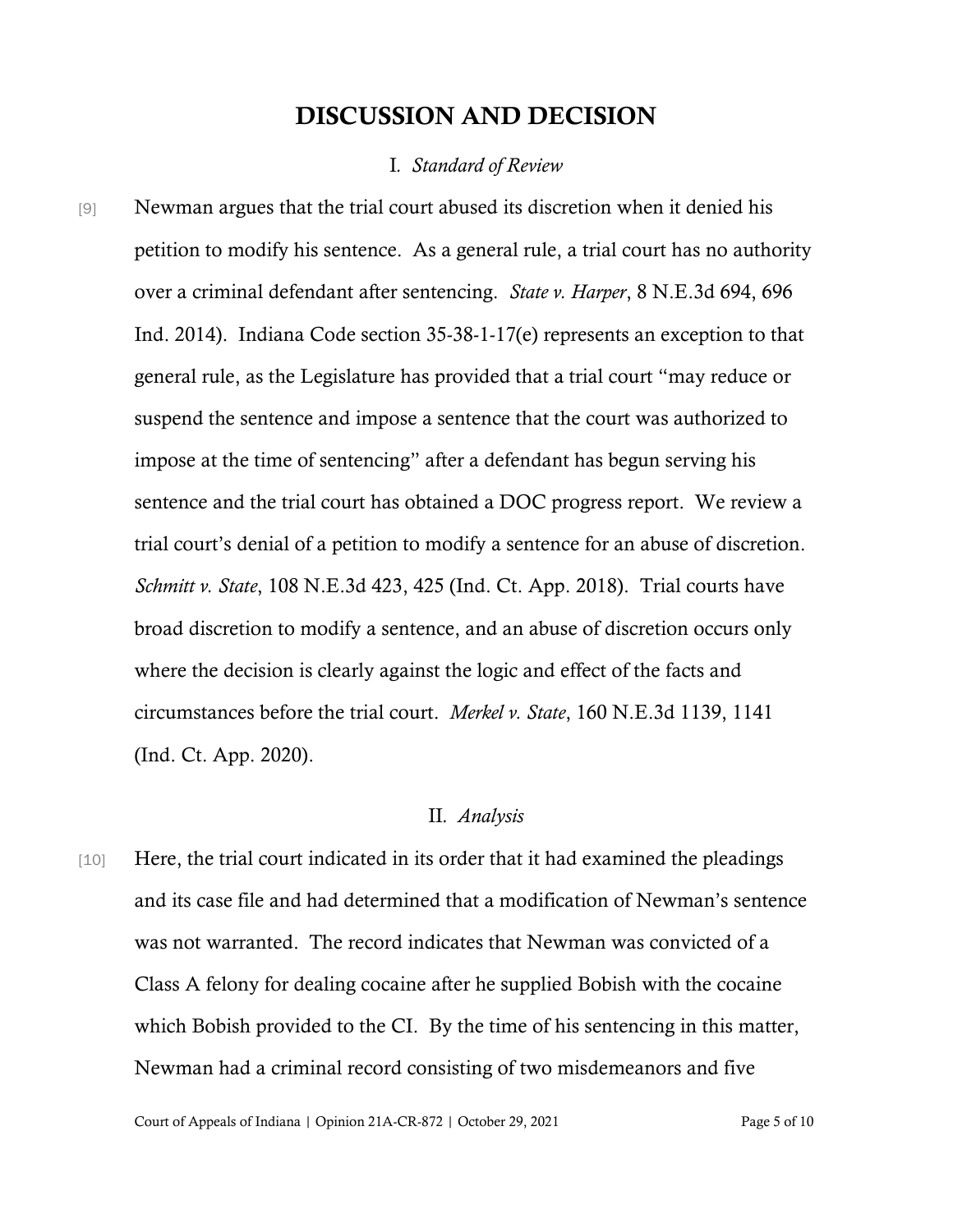# DISCUSSION AND DECISION

## I. *Standard of Review*

[9] Newman argues that the trial court abused its discretion when it denied his petition to modify his sentence. As a general rule, a trial court has no authority over a criminal defendant after sentencing. *State v. Harper*, 8 N.E.3d 694, 696 Ind. 2014). Indiana Code section 35-38-1-17(e) represents an exception to that general rule, as the Legislature has provided that a trial court "may reduce or suspend the sentence and impose a sentence that the court was authorized to impose at the time of sentencing" after a defendant has begun serving his sentence and the trial court has obtained a DOC progress report. We review a trial court's denial of a petition to modify a sentence for an abuse of discretion. *Schmitt v. State*, 108 N.E.3d 423, 425 (Ind. Ct. App. 2018). Trial courts have broad discretion to modify a sentence, and an abuse of discretion occurs only where the decision is clearly against the logic and effect of the facts and circumstances before the trial court. *Merkel v. State*, 160 N.E.3d 1139, 1141 (Ind. Ct. App. 2020).

## II. *Analysis*

[10] Here, the trial court indicated in its order that it had examined the pleadings and its case file and had determined that a modification of Newman's sentence was not warranted. The record indicates that Newman was convicted of a Class A felony for dealing cocaine after he supplied Bobish with the cocaine which Bobish provided to the CI. By the time of his sentencing in this matter, Newman had a criminal record consisting of two misdemeanors and five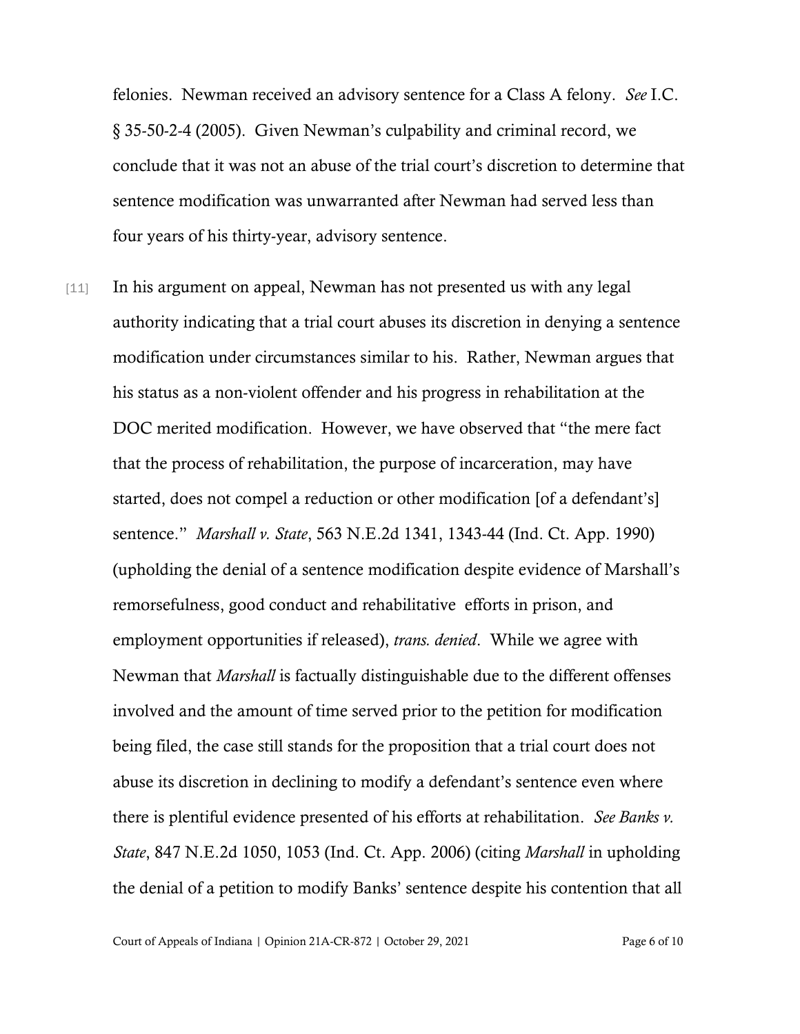felonies. Newman received an advisory sentence for a Class A felony. *See* I.C. § 35-50-2-4 (2005). Given Newman's culpability and criminal record, we conclude that it was not an abuse of the trial court's discretion to determine that sentence modification was unwarranted after Newman had served less than four years of his thirty-year, advisory sentence.

[11] In his argument on appeal, Newman has not presented us with any legal authority indicating that a trial court abuses its discretion in denying a sentence modification under circumstances similar to his. Rather, Newman argues that his status as a non-violent offender and his progress in rehabilitation at the DOC merited modification. However, we have observed that "the mere fact that the process of rehabilitation, the purpose of incarceration, may have started, does not compel a reduction or other modification [of a defendant's] sentence." *Marshall v. State*, 563 N.E.2d 1341, 1343-44 (Ind. Ct. App. 1990) (upholding the denial of a sentence modification despite evidence of Marshall's remorsefulness, good conduct and rehabilitative efforts in prison, and employment opportunities if released), *trans. denied*. While we agree with Newman that *Marshall* is factually distinguishable due to the different offenses involved and the amount of time served prior to the petition for modification being filed, the case still stands for the proposition that a trial court does not abuse its discretion in declining to modify a defendant's sentence even where there is plentiful evidence presented of his efforts at rehabilitation. *See Banks v. State*, 847 N.E.2d 1050, 1053 (Ind. Ct. App. 2006) (citing *Marshall* in upholding the denial of a petition to modify Banks' sentence despite his contention that all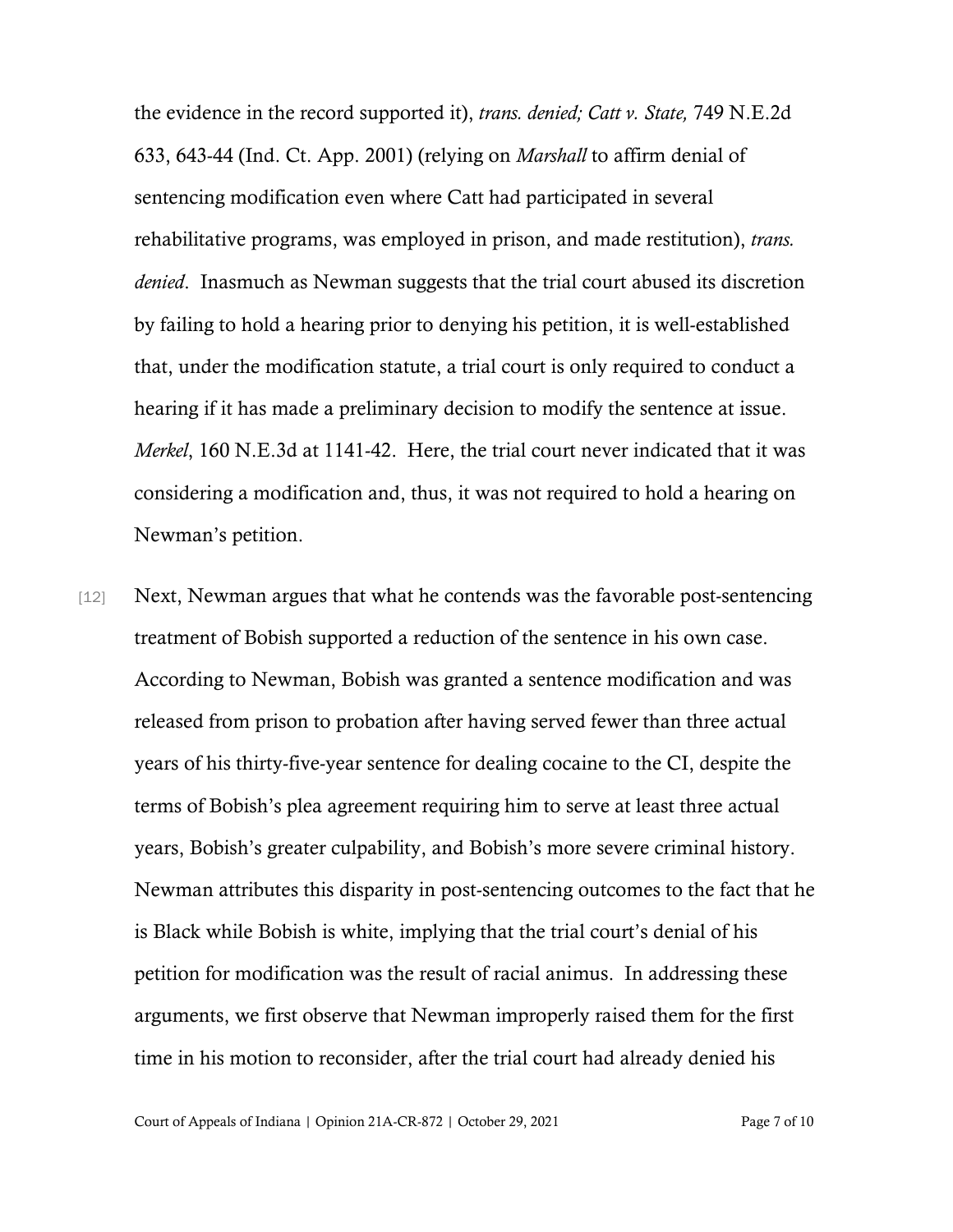the evidence in the record supported it), *trans. denied; Catt v. State,* 749 N.E.2d 633, 643-44 (Ind. Ct. App. 2001) (relying on *Marshall* to affirm denial of sentencing modification even where Catt had participated in several rehabilitative programs, was employed in prison, and made restitution), *trans. denied*. Inasmuch as Newman suggests that the trial court abused its discretion by failing to hold a hearing prior to denying his petition, it is well-established that, under the modification statute, a trial court is only required to conduct a hearing if it has made a preliminary decision to modify the sentence at issue. *Merkel*, 160 N.E.3d at 1141-42. Here, the trial court never indicated that it was considering a modification and, thus, it was not required to hold a hearing on Newman's petition.

[12] Next, Newman argues that what he contends was the favorable post-sentencing treatment of Bobish supported a reduction of the sentence in his own case. According to Newman, Bobish was granted a sentence modification and was released from prison to probation after having served fewer than three actual years of his thirty-five-year sentence for dealing cocaine to the CI, despite the terms of Bobish's plea agreement requiring him to serve at least three actual years, Bobish's greater culpability, and Bobish's more severe criminal history. Newman attributes this disparity in post-sentencing outcomes to the fact that he is Black while Bobish is white, implying that the trial court's denial of his petition for modification was the result of racial animus. In addressing these arguments, we first observe that Newman improperly raised them for the first time in his motion to reconsider, after the trial court had already denied his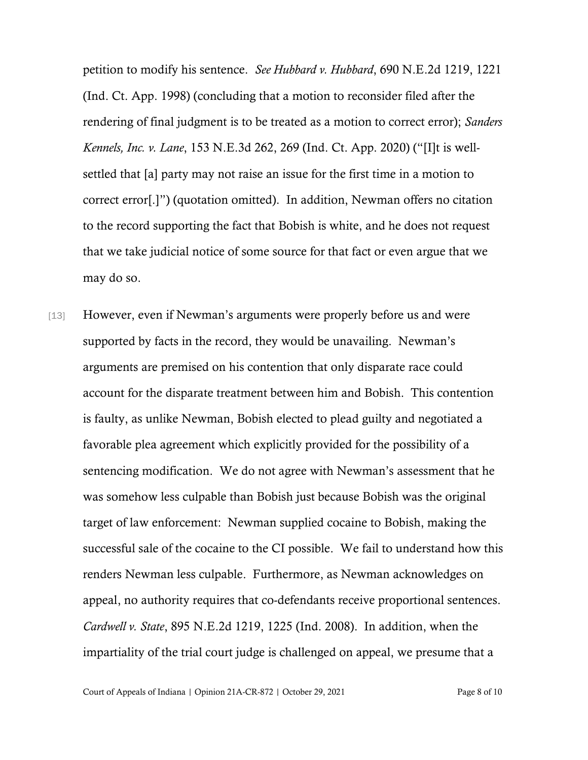petition to modify his sentence. *See Hubbard v. Hubbard*, 690 N.E.2d 1219, 1221 (Ind. Ct. App. 1998) (concluding that a motion to reconsider filed after the rendering of final judgment is to be treated as a motion to correct error); *Sanders Kennels, Inc. v. Lane*, 153 N.E.3d 262, 269 (Ind. Ct. App. 2020) ("[I]t is well-settled that [a] party may not raise an issue for the first time in a motion to correct error[.]") (quotation omitted). In addition, Newman offers no citation to the record supporting the fact that Bobish is white, and he does not request that we take judicial notice of some source for that fact or even argue that we may do so.

[13] However, even if Newman's arguments were properly before us and were supported by facts in the record, they would be unavailing. Newman's arguments are premised on his contention that only disparate race could account for the disparate treatment between him and Bobish. This contention is faulty, as unlike Newman, Bobish elected to plead guilty and negotiated a favorable plea agreement which explicitly provided for the possibility of a sentencing modification. We do not agree with Newman's assessment that he was somehow less culpable than Bobish just because Bobish was the original target of law enforcement: Newman supplied cocaine to Bobish, making the successful sale of the cocaine to the CI possible. We fail to understand how this renders Newman less culpable. Furthermore, as Newman acknowledges on appeal, no authority requires that co-defendants receive proportional sentences. *Cardwell v. State*, 895 N.E.2d 1219, 1225 (Ind. 2008). In addition, when the impartiality of the trial court judge is challenged on appeal, we presume that a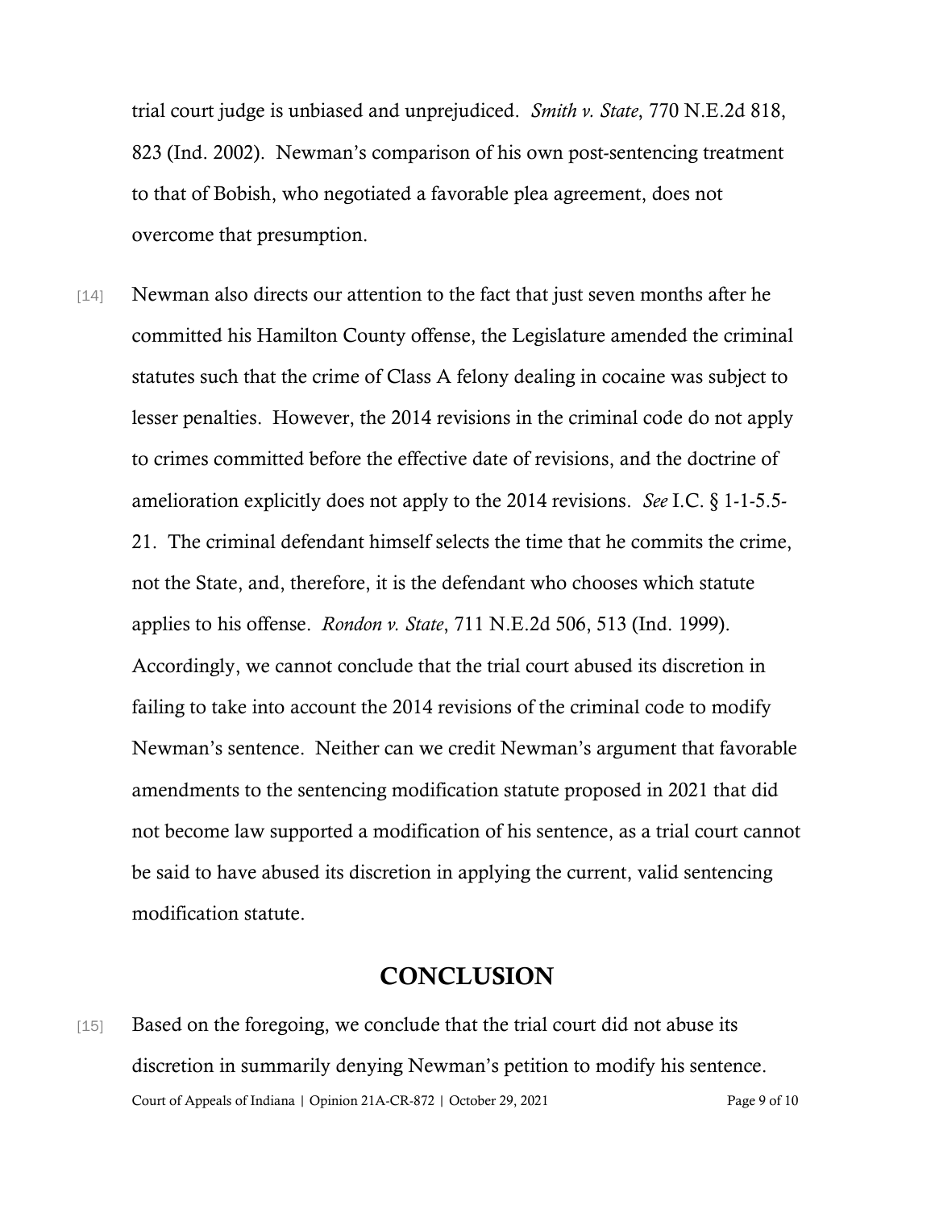trial court judge is unbiased and unprejudiced. *Smith v. State*, 770 N.E.2d 818, 823 (Ind. 2002). Newman's comparison of his own post-sentencing treatment to that of Bobish, who negotiated a favorable plea agreement, does not overcome that presumption.

[14] Newman also directs our attention to the fact that just seven months after he committed his Hamilton County offense, the Legislature amended the criminal statutes such that the crime of Class A felony dealing in cocaine was subject to lesser penalties. However, the 2014 revisions in the criminal code do not apply to crimes committed before the effective date of revisions, and the doctrine of amelioration explicitly does not apply to the 2014 revisions. *See* I.C. § 1-1-5.5-21. The criminal defendant himself selects the time that he commits the crime, not the State, and, therefore, it is the defendant who chooses which statute applies to his offense. *Rondon v. State*, 711 N.E.2d 506, 513 (Ind. 1999). Accordingly, we cannot conclude that the trial court abused its discretion in failing to take into account the 2014 revisions of the criminal code to modify Newman's sentence. Neither can we credit Newman's argument that favorable amendments to the sentencing modification statute proposed in 2021 that did not become law supported a modification of his sentence, as a trial court cannot be said to have abused its discretion in applying the current, valid sentencing modification statute.

## CONCLUSION

[15] Based on the foregoing, we conclude that the trial court did not abuse its discretion in summarily denying Newman's petition to modify his sentence.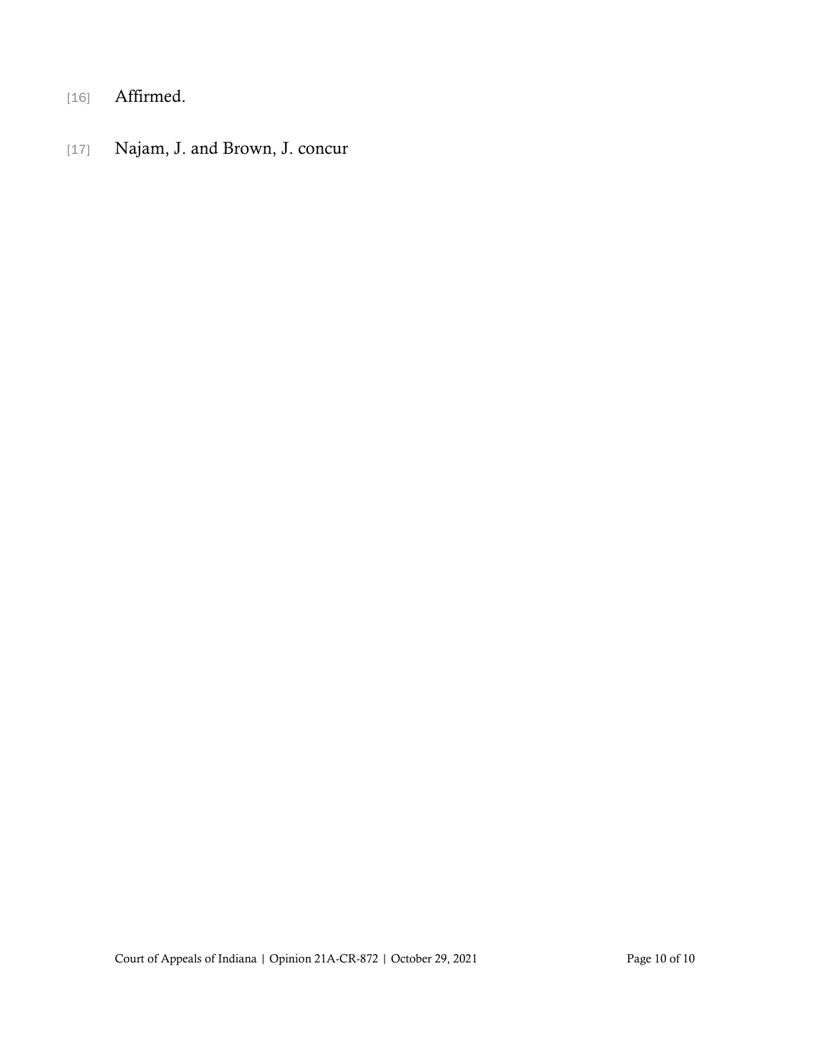[16] Affirmed.

[17] Najam, J. and Brown, J. concur